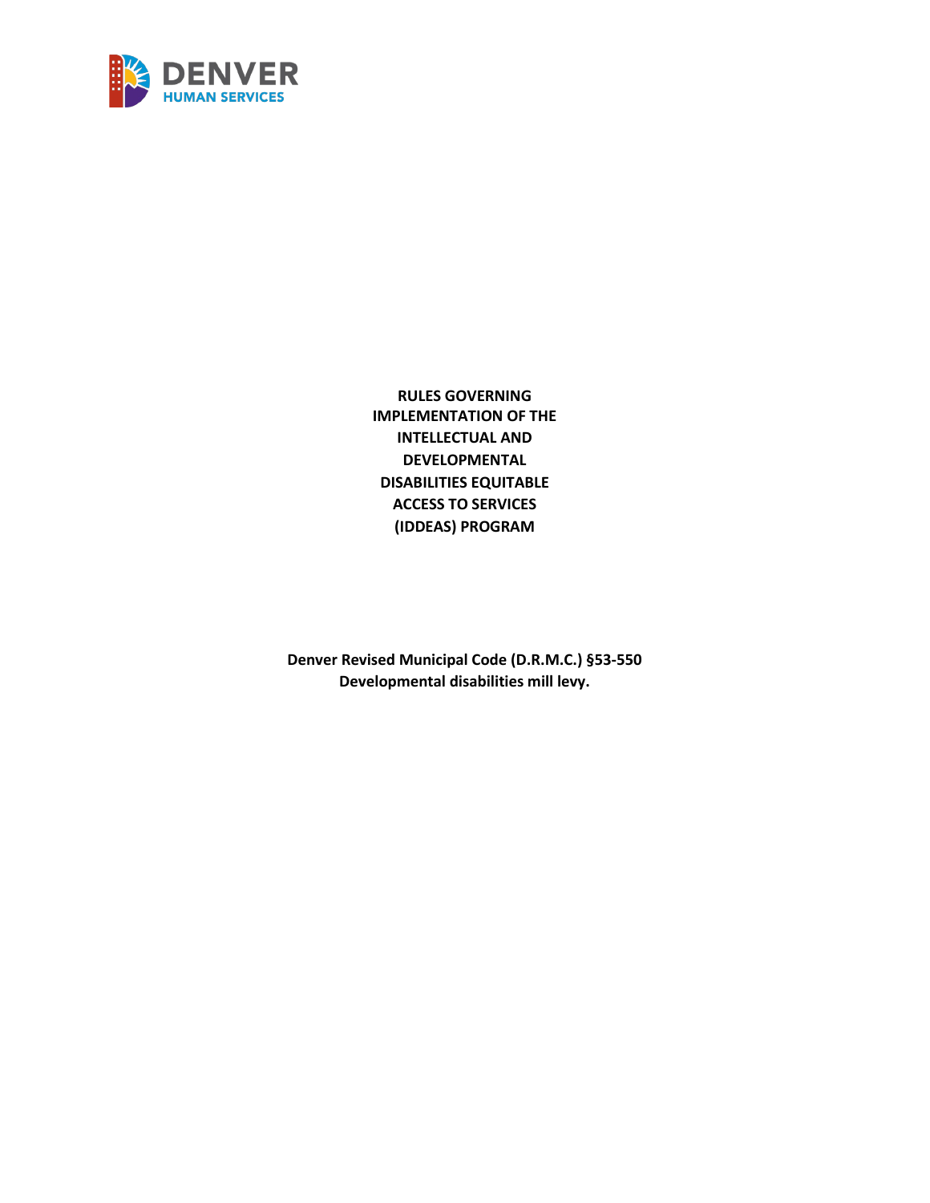DENVER
HUMAN SERVICES

# RULES GOVERNING IMPLEMENTATION OF THE INTELLECTUAL AND DEVELOPMENTAL DISABILITIES EQUITABLE ACCESS TO SERVICES (IDDEAS) PROGRAM

**Denver Revised Municipal Code (D.R.M.C.) §53-550**
**Developmental disabilities mill levy.**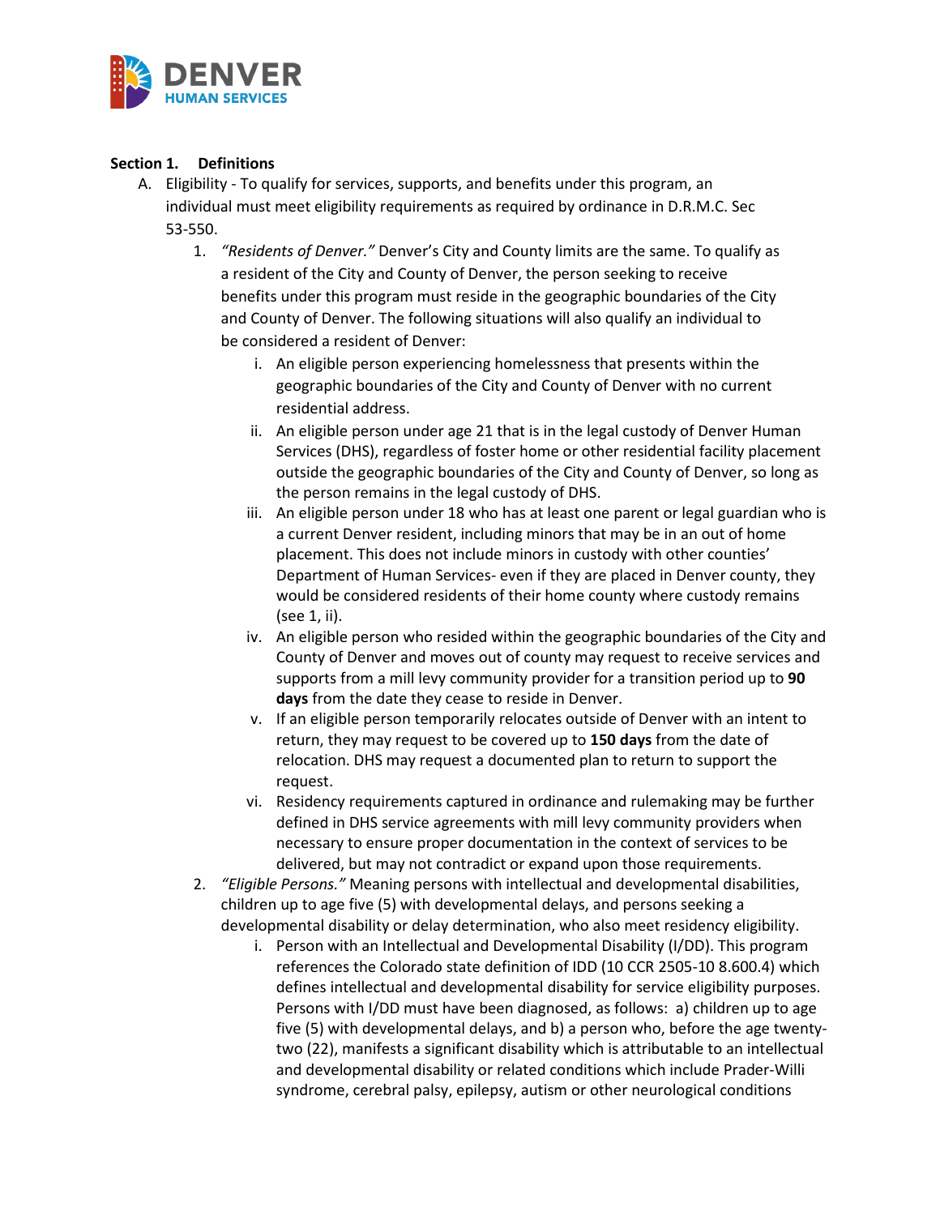### Section 1. Definitions

A. Eligibility - To qualify for services, supports, and benefits under this program, an individual must meet eligibility requirements as required by ordinance in D.R.M.C. Sec 53-550.

1. *"Residents of Denver."* Denver's City and County limits are the same. To qualify as a resident of the City and County of Denver, the person seeking to receive benefits under this program must reside in the geographic boundaries of the City and County of Denver. The following situations will also qualify an individual to be considered a resident of Denver:

   i. An eligible person experiencing homelessness that presents within the geographic boundaries of the City and County of Denver with no current residential address.

   ii. An eligible person under age 21 that is in the legal custody of Denver Human Services (DHS), regardless of foster home or other residential facility placement outside the geographic boundaries of the City and County of Denver, so long as the person remains in the legal custody of DHS.

   iii. An eligible person under 18 who has at least one parent or legal guardian who is a current Denver resident, including minors that may be in an out of home placement. This does not include minors in custody with other counties' Department of Human Services- even if they are placed in Denver county, they would be considered residents of their home county where custody remains (see 1, ii).

   iv. An eligible person who resided within the geographic boundaries of the City and County of Denver and moves out of county may request to receive services and supports from a mill levy community provider for a transition period up to **90 days** from the date they cease to reside in Denver.

   v. If an eligible person temporarily relocates outside of Denver with an intent to return, they may request to be covered up to **150 days** from the date of relocation. DHS may request a documented plan to return to support the request.

   vi. Residency requirements captured in ordinance and rulemaking may be further defined in DHS service agreements with mill levy community providers when necessary to ensure proper documentation in the context of services to be delivered, but may not contradict or expand upon those requirements.

2. *"Eligible Persons."* Meaning persons with intellectual and developmental disabilities, children up to age five (5) with developmental delays, and persons seeking a developmental disability or delay determination, who also meet residency eligibility.

   i. Person with an Intellectual and Developmental Disability (I/DD). This program references the Colorado state definition of IDD (10 CCR 2505-10 8.600.4) which defines intellectual and developmental disability for service eligibility purposes. Persons with I/DD must have been diagnosed, as follows: a) children up to age five (5) with developmental delays, and b) a person who, before the age twenty-two (22), manifests a significant disability which is attributable to an intellectual and developmental disability or related conditions which include Prader-Willi syndrome, cerebral palsy, epilepsy, autism or other neurological conditions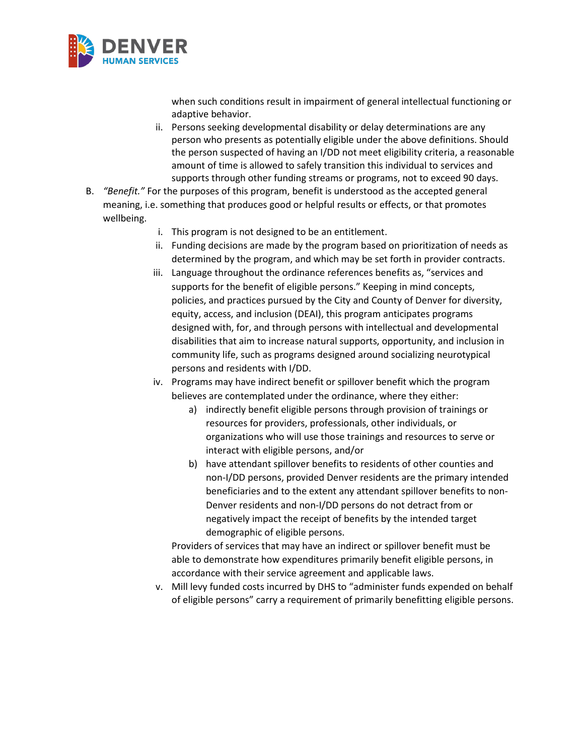when such conditions result in impairment of general intellectual functioning or adaptive behavior.

   ii. Persons seeking developmental disability or delay determinations are any person who presents as potentially eligible under the above definitions. Should the person suspected of having an I/DD not meet eligibility criteria, a reasonable amount of time is allowed to safely transition this individual to services and supports through other funding streams or programs, not to exceed 90 days.

B. *"Benefit."* For the purposes of this program, benefit is understood as the accepted general meaning, i.e. something that produces good or helpful results or effects, or that promotes wellbeing.

   i. This program is not designed to be an entitlement.

   ii. Funding decisions are made by the program based on prioritization of needs as determined by the program, and which may be set forth in provider contracts.

   iii. Language throughout the ordinance references benefits as, "services and supports for the benefit of eligible persons." Keeping in mind concepts, policies, and practices pursued by the City and County of Denver for diversity, equity, access, and inclusion (DEAI), this program anticipates programs designed with, for, and through persons with intellectual and developmental disabilities that aim to increase natural supports, opportunity, and inclusion in community life, such as programs designed around socializing neurotypical persons and residents with I/DD.

   iv. Programs may have indirect benefit or spillover benefit which the program believes are contemplated under the ordinance, where they either:

      a) indirectly benefit eligible persons through provision of trainings or resources for providers, professionals, other individuals, or organizations who will use those trainings and resources to serve or interact with eligible persons, and/or

      b) have attendant spillover benefits to residents of other counties and non-I/DD persons, provided Denver residents are the primary intended beneficiaries and to the extent any attendant spillover benefits to non-Denver residents and non-I/DD persons do not detract from or negatively impact the receipt of benefits by the intended target demographic of eligible persons.

   Providers of services that may have an indirect or spillover benefit must be able to demonstrate how expenditures primarily benefit eligible persons, in accordance with their service agreement and applicable laws.

   v. Mill levy funded costs incurred by DHS to "administer funds expended on behalf of eligible persons" carry a requirement of primarily benefitting eligible persons.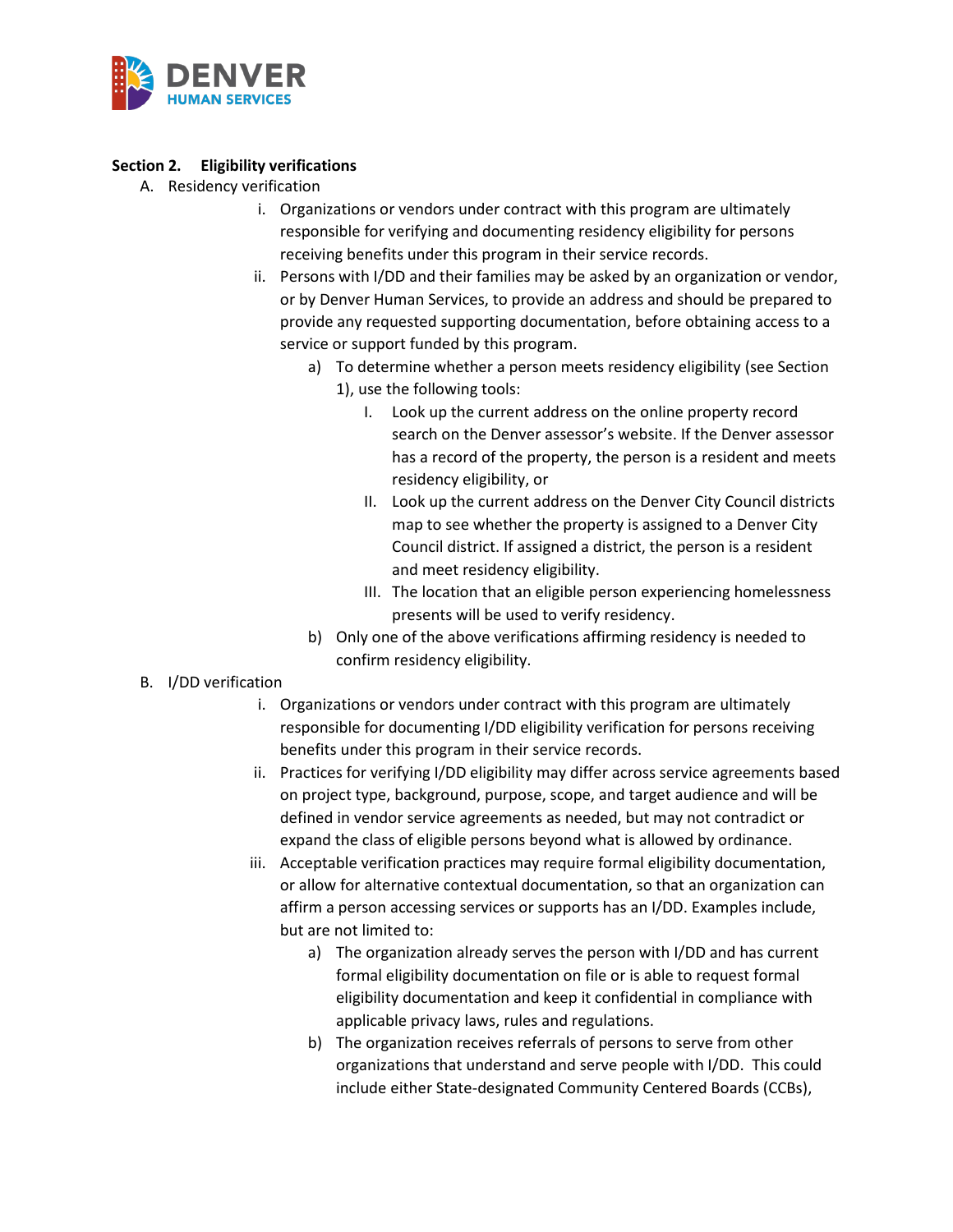**Section 2. Eligibility verifications**

A. Residency verification

  i. Organizations or vendors under contract with this program are ultimately responsible for verifying and documenting residency eligibility for persons receiving benefits under this program in their service records.

  ii. Persons with I/DD and their families may be asked by an organization or vendor, or by Denver Human Services, to provide an address and should be prepared to provide any requested supporting documentation, before obtaining access to a service or support funded by this program.

    a) To determine whether a person meets residency eligibility (see Section 1), use the following tools:

      I. Look up the current address on the online property record search on the Denver assessor's website. If the Denver assessor has a record of the property, the person is a resident and meets residency eligibility, or

      II. Look up the current address on the Denver City Council districts map to see whether the property is assigned to a Denver City Council district. If assigned a district, the person is a resident and meet residency eligibility.

      III. The location that an eligible person experiencing homelessness presents will be used to verify residency.

    b) Only one of the above verifications affirming residency is needed to confirm residency eligibility.

B. I/DD verification

  i. Organizations or vendors under contract with this program are ultimately responsible for documenting I/DD eligibility verification for persons receiving benefits under this program in their service records.

  ii. Practices for verifying I/DD eligibility may differ across service agreements based on project type, background, purpose, scope, and target audience and will be defined in vendor service agreements as needed, but may not contradict or expand the class of eligible persons beyond what is allowed by ordinance.

  iii. Acceptable verification practices may require formal eligibility documentation, or allow for alternative contextual documentation, so that an organization can affirm a person accessing services or supports has an I/DD. Examples include, but are not limited to:

    a) The organization already serves the person with I/DD and has current formal eligibility documentation on file or is able to request formal eligibility documentation and keep it confidential in compliance with applicable privacy laws, rules and regulations.

    b) The organization receives referrals of persons to serve from other organizations that understand and serve people with I/DD. This could include either State-designated Community Centered Boards (CCBs),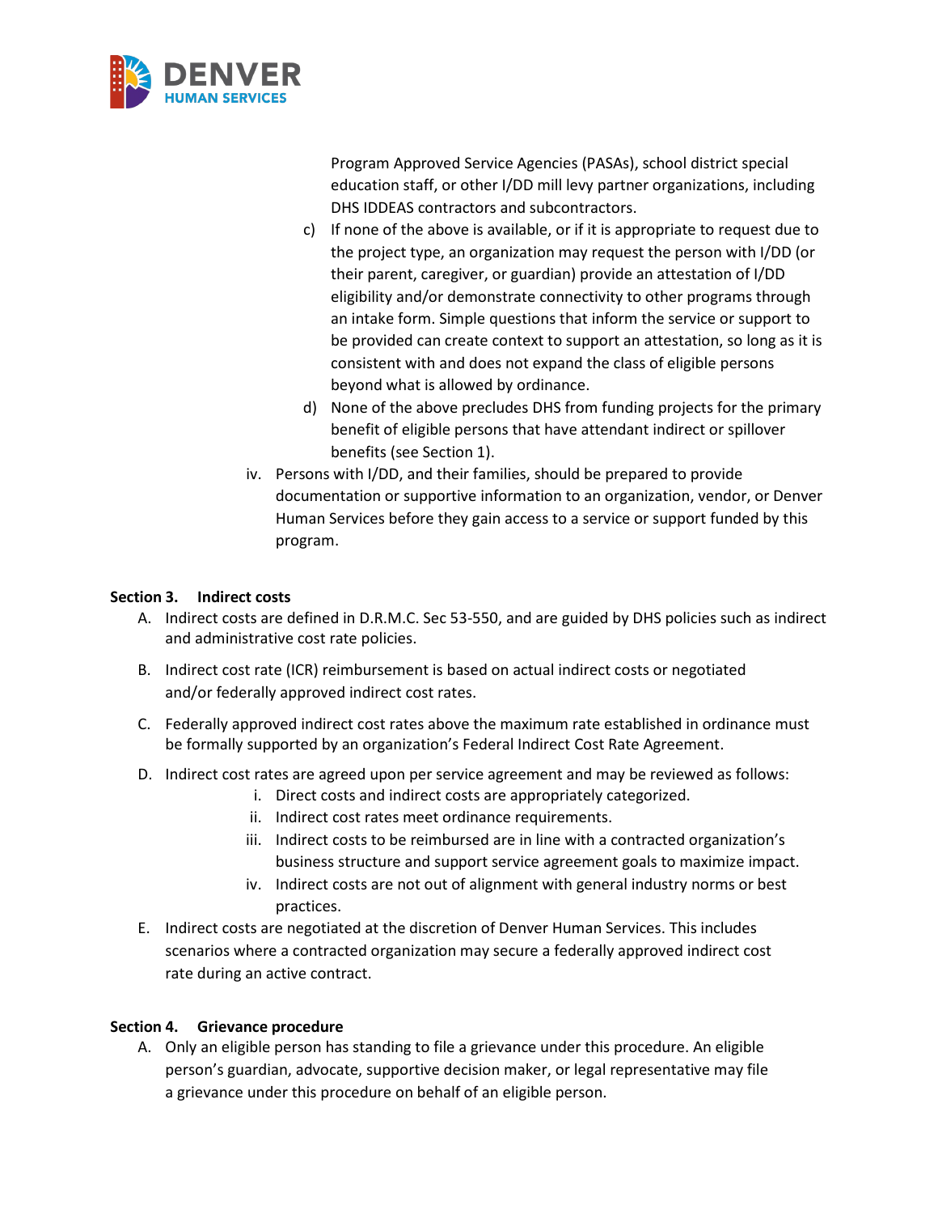Program Approved Service Agencies (PASAs), school district special education staff, or other I/DD mill levy partner organizations, including DHS IDDEAS contractors and subcontractors.

c) If none of the above is available, or if it is appropriate to request due to the project type, an organization may request the person with I/DD (or their parent, caregiver, or guardian) provide an attestation of I/DD eligibility and/or demonstrate connectivity to other programs through an intake form. Simple questions that inform the service or support to be provided can create context to support an attestation, so long as it is consistent with and does not expand the class of eligible persons beyond what is allowed by ordinance.

d) None of the above precludes DHS from funding projects for the primary benefit of eligible persons that have attendant indirect or spillover benefits (see Section 1).

iv. Persons with I/DD, and their families, should be prepared to provide documentation or supportive information to an organization, vendor, or Denver Human Services before they gain access to a service or support funded by this program.

**Section 3. Indirect costs**

A. Indirect costs are defined in D.R.M.C. Sec 53-550, and are guided by DHS policies such as indirect and administrative cost rate policies.

B. Indirect cost rate (ICR) reimbursement is based on actual indirect costs or negotiated and/or federally approved indirect cost rates.

C. Federally approved indirect cost rates above the maximum rate established in ordinance must be formally supported by an organization's Federal Indirect Cost Rate Agreement.

D. Indirect cost rates are agreed upon per service agreement and may be reviewed as follows:

   i. Direct costs and indirect costs are appropriately categorized.
   ii. Indirect cost rates meet ordinance requirements.
   iii. Indirect costs to be reimbursed are in line with a contracted organization's business structure and support service agreement goals to maximize impact.
   iv. Indirect costs are not out of alignment with general industry norms or best practices.

E. Indirect costs are negotiated at the discretion of Denver Human Services. This includes scenarios where a contracted organization may secure a federally approved indirect cost rate during an active contract.

**Section 4. Grievance procedure**

A. Only an eligible person has standing to file a grievance under this procedure. An eligible person's guardian, advocate, supportive decision maker, or legal representative may file a grievance under this procedure on behalf of an eligible person.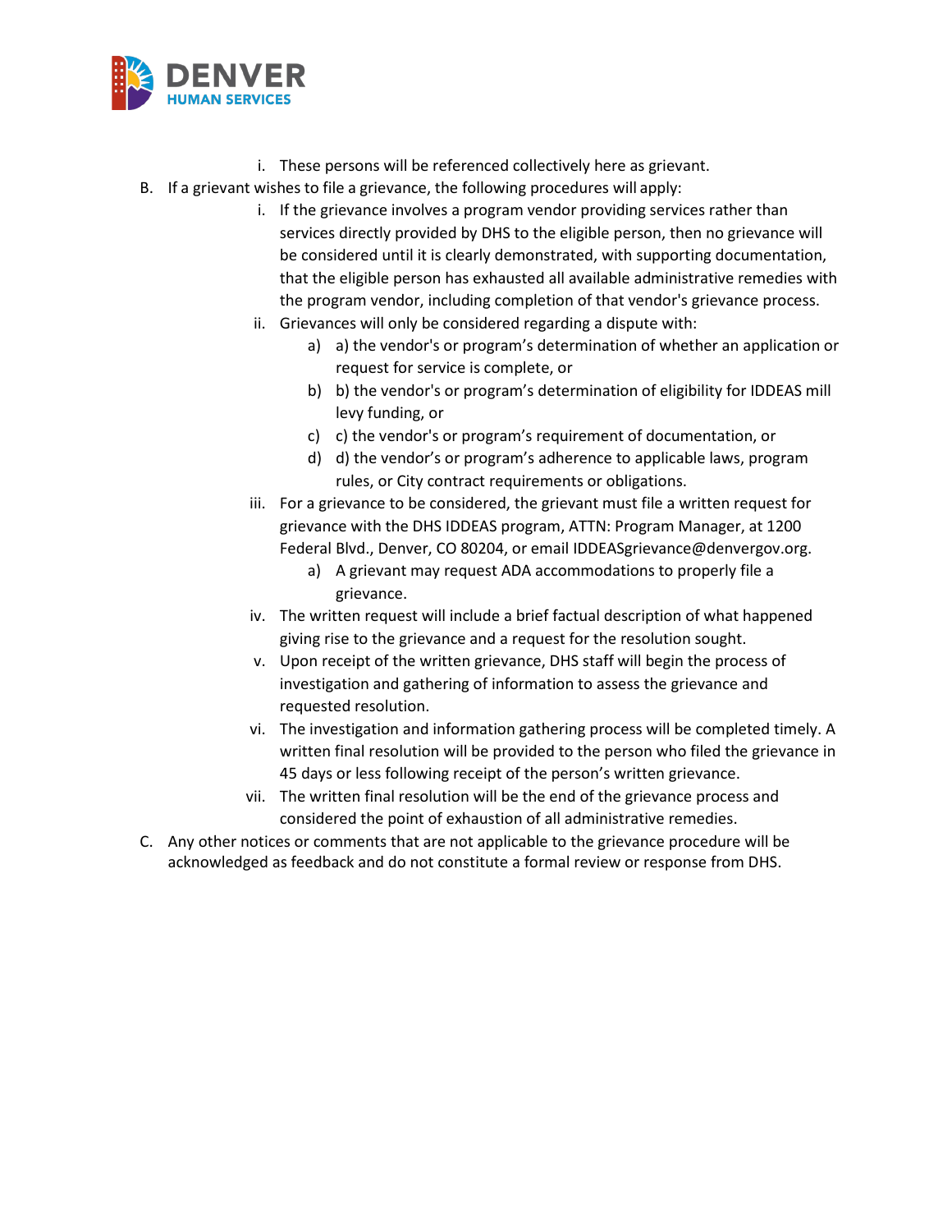i. These persons will be referenced collectively here as grievant.

B. If a grievant wishes to file a grievance, the following procedures will apply:
   i. If the grievance involves a program vendor providing services rather than services directly provided by DHS to the eligible person, then no grievance will be considered until it is clearly demonstrated, with supporting documentation, that the eligible person has exhausted all available administrative remedies with the program vendor, including completion of that vendor's grievance process.
   ii. Grievances will only be considered regarding a dispute with:
      a) a) the vendor's or program's determination of whether an application or request for service is complete, or
      b) b) the vendor's or program's determination of eligibility for IDDEAS mill levy funding, or
      c) c) the vendor's or program's requirement of documentation, or
      d) d) the vendor's or program's adherence to applicable laws, program rules, or City contract requirements or obligations.
   iii. For a grievance to be considered, the grievant must file a written request for grievance with the DHS IDDEAS program, ATTN: Program Manager, at 1200 Federal Blvd., Denver, CO 80204, or email IDDEASgrievance@denvergov.org.
      a) A grievant may request ADA accommodations to properly file a grievance.
   iv. The written request will include a brief factual description of what happened giving rise to the grievance and a request for the resolution sought.
   v. Upon receipt of the written grievance, DHS staff will begin the process of investigation and gathering of information to assess the grievance and requested resolution.
   vi. The investigation and information gathering process will be completed timely. A written final resolution will be provided to the person who filed the grievance in 45 days or less following receipt of the person's written grievance.
   vii. The written final resolution will be the end of the grievance process and considered the point of exhaustion of all administrative remedies.

C. Any other notices or comments that are not applicable to the grievance procedure will be acknowledged as feedback and do not constitute a formal review or response from DHS.